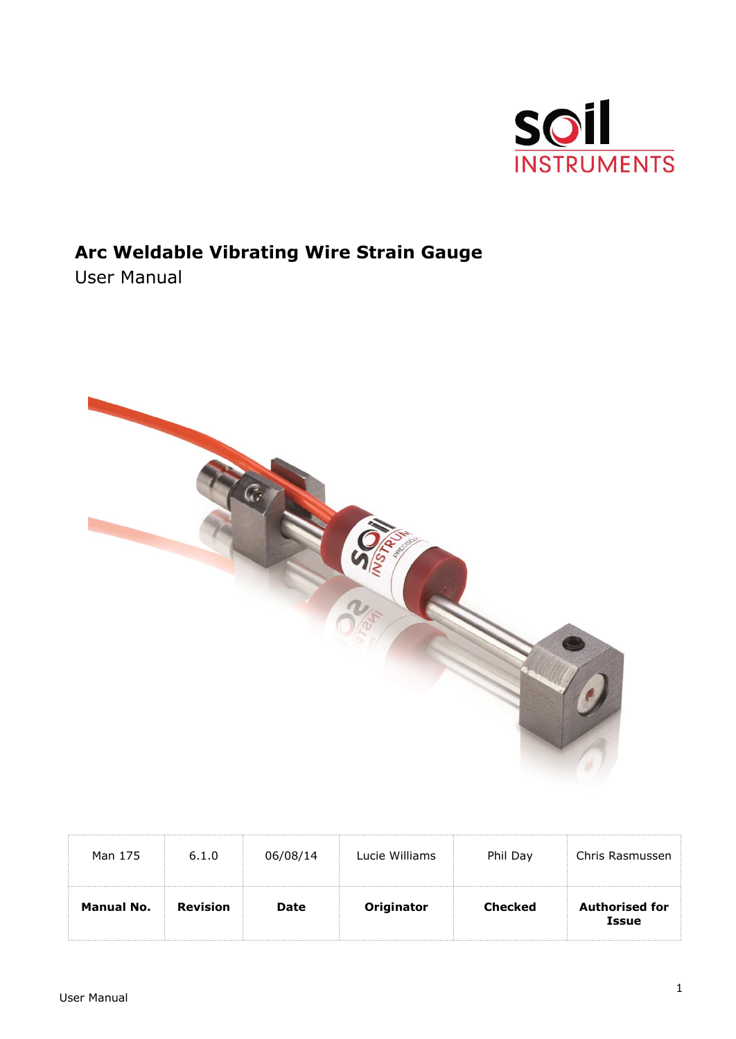# Arc Weldable Vibrating Wire Strain Gauge

User Manual

| Man 175 | 6.1.0 | 06/08/14 | Lucie Williams | Phil Day | Chris Rasmussen |
|---|---|---|---|---|---|
| **Manual No.** | **Revision** | **Date** | **Originator** | **Checked** | **Authorised for Issue** |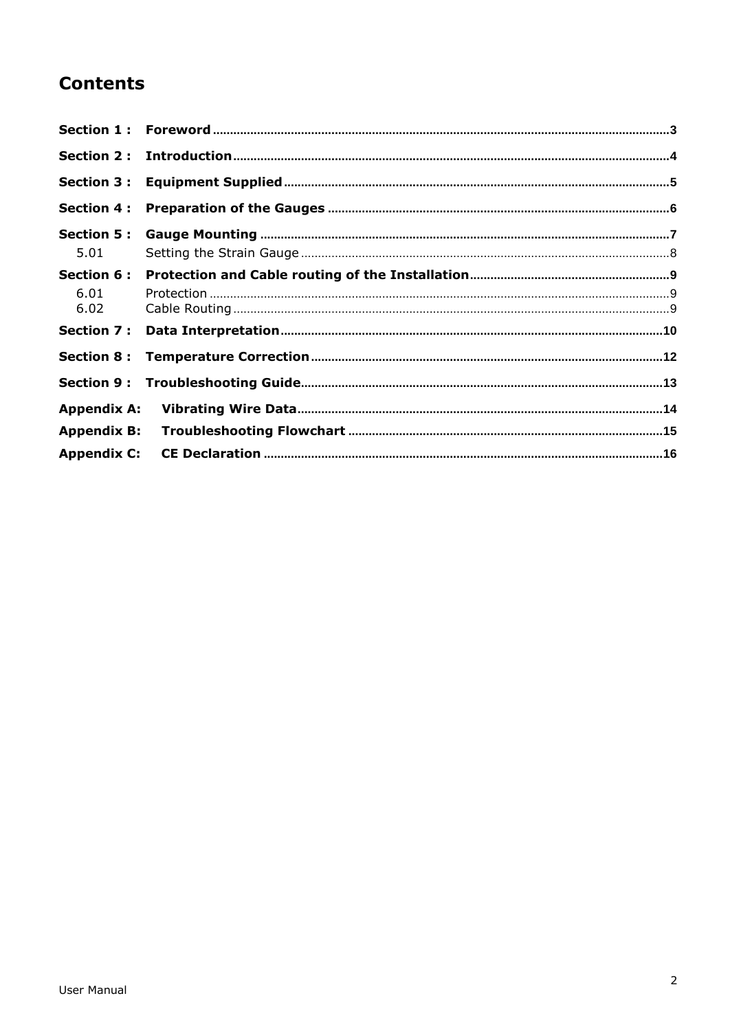# Contents

**Section 1 : Foreword** .......... 3

**Section 2 : Introduction** .......... 4

**Section 3 : Equipment Supplied** .......... 5

**Section 4 : Preparation of the Gauges** .......... 6

**Section 5 : Gauge Mounting** .......... 7

5.01 Setting the Strain Gauge .......... 8

**Section 6 : Protection and Cable routing of the Installation** .......... 9

6.01 Protection .......... 9

6.02 Cable Routing .......... 9

**Section 7 : Data Interpretation** .......... 10

**Section 8 : Temperature Correction** .......... 12

**Section 9 : Troubleshooting Guide** .......... 13

**Appendix A: Vibrating Wire Data** .......... 14

**Appendix B: Troubleshooting Flowchart** .......... 15

**Appendix C: CE Declaration** .......... 16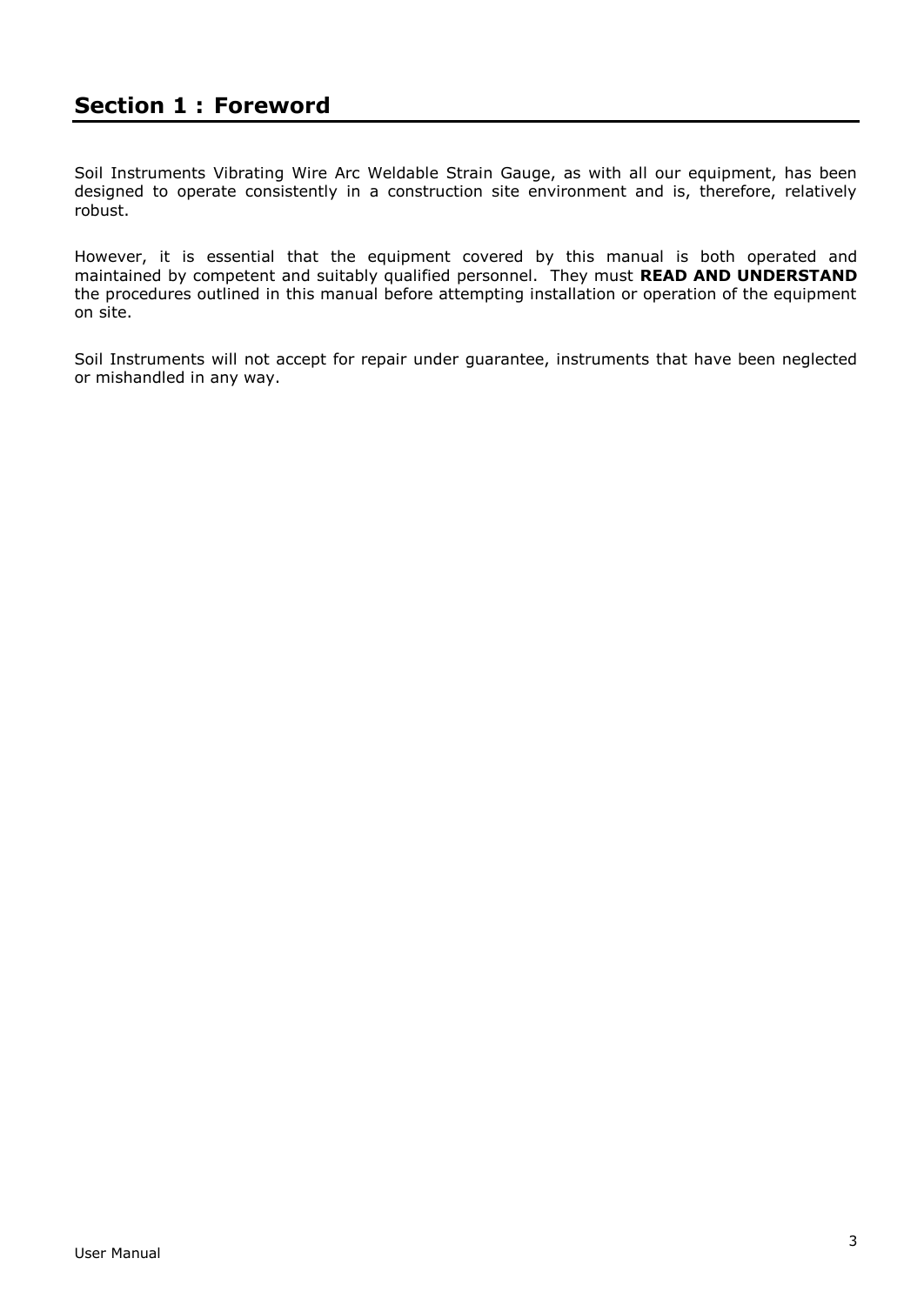# Section 1 : Foreword

Soil Instruments Vibrating Wire Arc Weldable Strain Gauge, as with all our equipment, has been designed to operate consistently in a construction site environment and is, therefore, relatively robust.

However, it is essential that the equipment covered by this manual is both operated and maintained by competent and suitably qualified personnel. They must **READ AND UNDERSTAND** the procedures outlined in this manual before attempting installation or operation of the equipment on site.

Soil Instruments will not accept for repair under guarantee, instruments that have been neglected or mishandled in any way.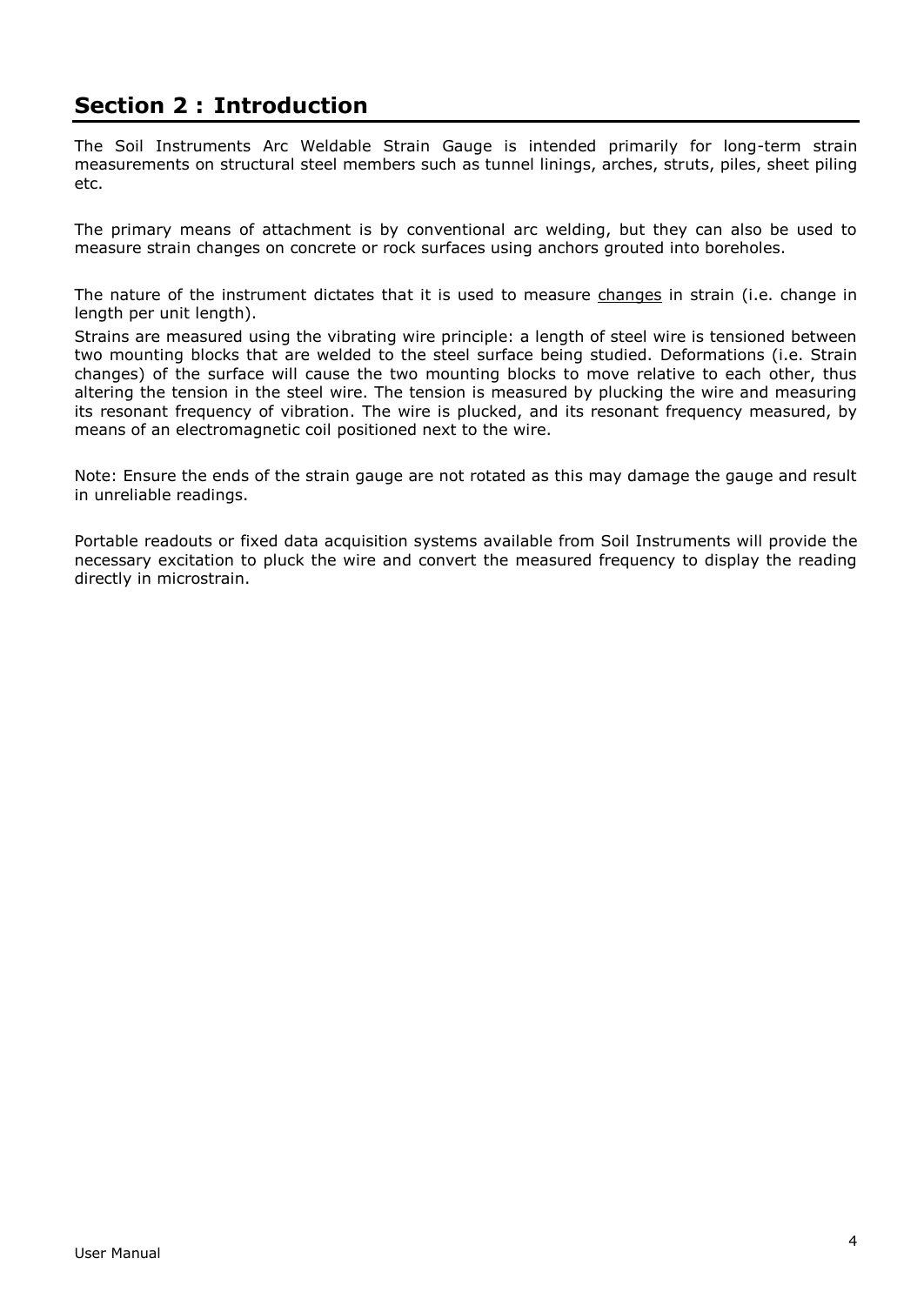# Section 2 : Introduction

The Soil Instruments Arc Weldable Strain Gauge is intended primarily for long-term strain measurements on structural steel members such as tunnel linings, arches, struts, piles, sheet piling etc.

The primary means of attachment is by conventional arc welding, but they can also be used to measure strain changes on concrete or rock surfaces using anchors grouted into boreholes.

The nature of the instrument dictates that it is used to measure <u>changes</u> in strain (i.e. change in length per unit length).

Strains are measured using the vibrating wire principle: a length of steel wire is tensioned between two mounting blocks that are welded to the steel surface being studied. Deformations (i.e. Strain changes) of the surface will cause the two mounting blocks to move relative to each other, thus altering the tension in the steel wire. The tension is measured by plucking the wire and measuring its resonant frequency of vibration. The wire is plucked, and its resonant frequency measured, by means of an electromagnetic coil positioned next to the wire.

Note: Ensure the ends of the strain gauge are not rotated as this may damage the gauge and result in unreliable readings.

Portable readouts or fixed data acquisition systems available from Soil Instruments will provide the necessary excitation to pluck the wire and convert the measured frequency to display the reading directly in microstrain.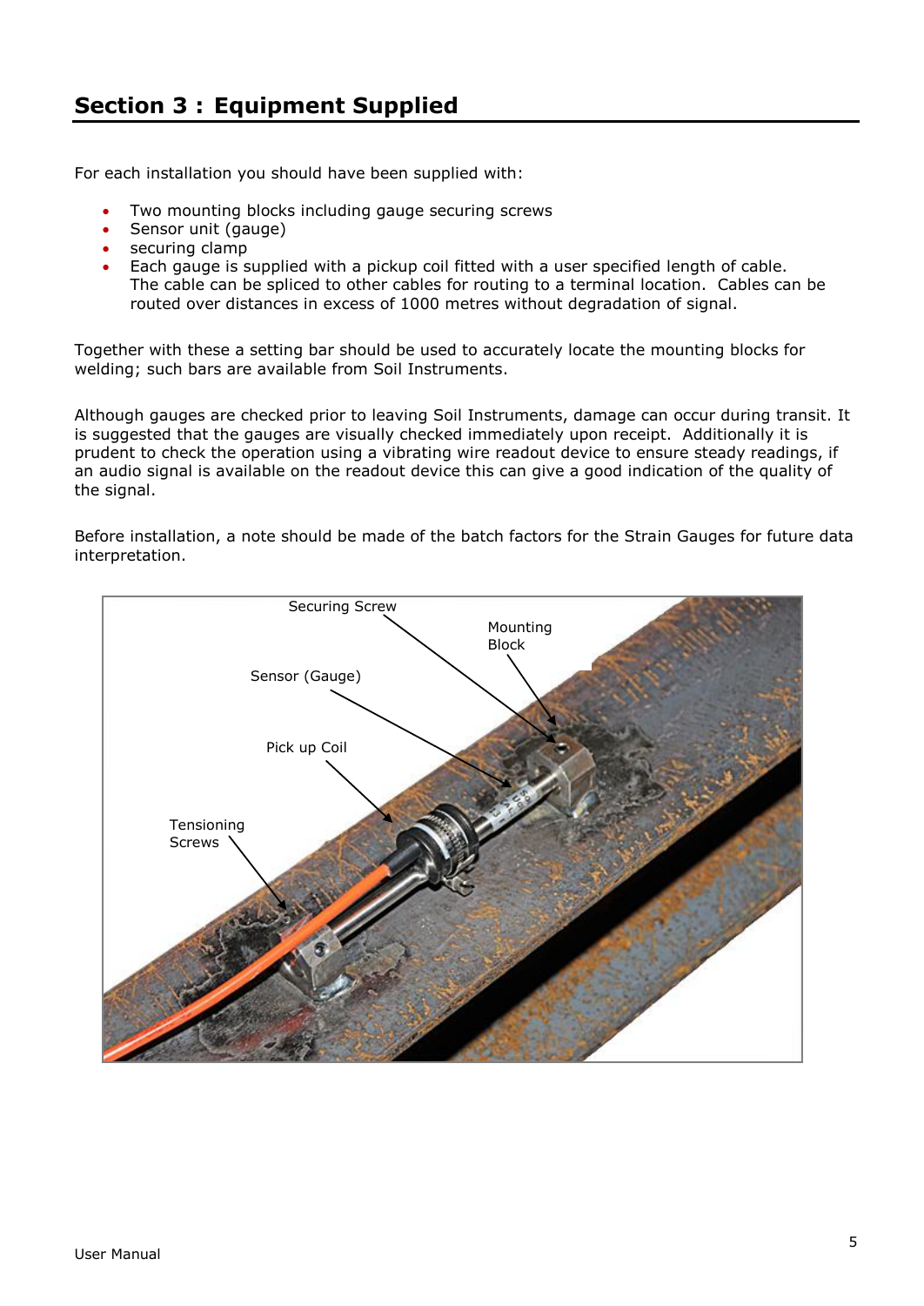# Section 3 : Equipment Supplied

For each installation you should have been supplied with:

- Two mounting blocks including gauge securing screws
- Sensor unit (gauge)
- securing clamp
- Each gauge is supplied with a pickup coil fitted with a user specified length of cable. The cable can be spliced to other cables for routing to a terminal location. Cables can be routed over distances in excess of 1000 metres without degradation of signal.

Together with these a setting bar should be used to accurately locate the mounting blocks for welding; such bars are available from Soil Instruments.

Although gauges are checked prior to leaving Soil Instruments, damage can occur during transit. It is suggested that the gauges are visually checked immediately upon receipt. Additionally it is prudent to check the operation using a vibrating wire readout device to ensure steady readings, if an audio signal is available on the readout device this can give a good indication of the quality of the signal.

Before installation, a note should be made of the batch factors for the Strain Gauges for future data interpretation.

Securing Screw

Mounting Block

Sensor (Gauge)

Pick up Coil

Tensioning Screws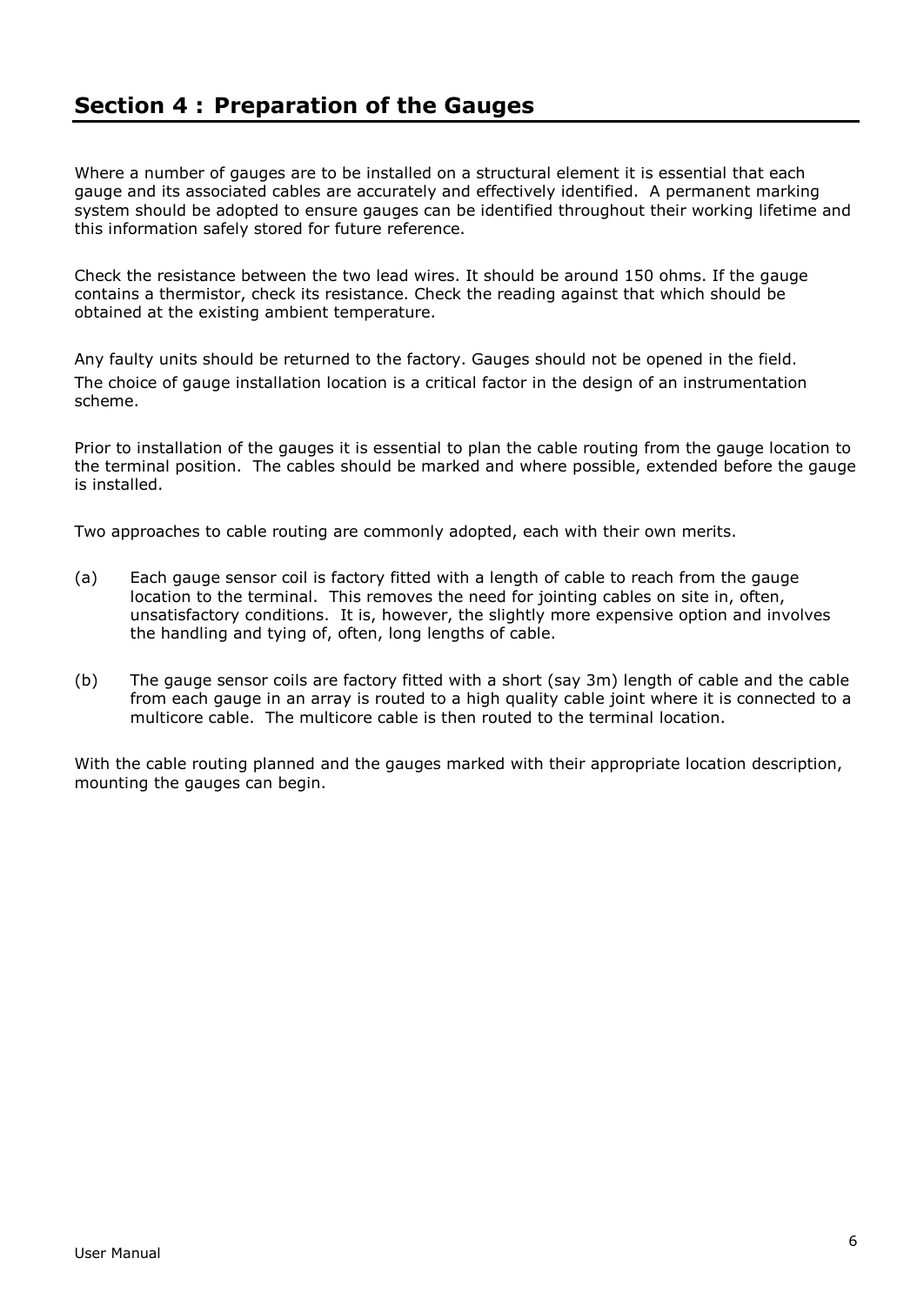## Section 4 : Preparation of the Gauges

Where a number of gauges are to be installed on a structural element it is essential that each gauge and its associated cables are accurately and effectively identified. A permanent marking system should be adopted to ensure gauges can be identified throughout their working lifetime and this information safely stored for future reference.

Check the resistance between the two lead wires. It should be around 150 ohms. If the gauge contains a thermistor, check its resistance. Check the reading against that which should be obtained at the existing ambient temperature.

Any faulty units should be returned to the factory. Gauges should not be opened in the field.
The choice of gauge installation location is a critical factor in the design of an instrumentation scheme.

Prior to installation of the gauges it is essential to plan the cable routing from the gauge location to the terminal position. The cables should be marked and where possible, extended before the gauge is installed.

Two approaches to cable routing are commonly adopted, each with their own merits.

(a) Each gauge sensor coil is factory fitted with a length of cable to reach from the gauge location to the terminal. This removes the need for jointing cables on site in, often, unsatisfactory conditions. It is, however, the slightly more expensive option and involves the handling and tying of, often, long lengths of cable.

(b) The gauge sensor coils are factory fitted with a short (say 3m) length of cable and the cable from each gauge in an array is routed to a high quality cable joint where it is connected to a multicore cable. The multicore cable is then routed to the terminal location.

With the cable routing planned and the gauges marked with their appropriate location description, mounting the gauges can begin.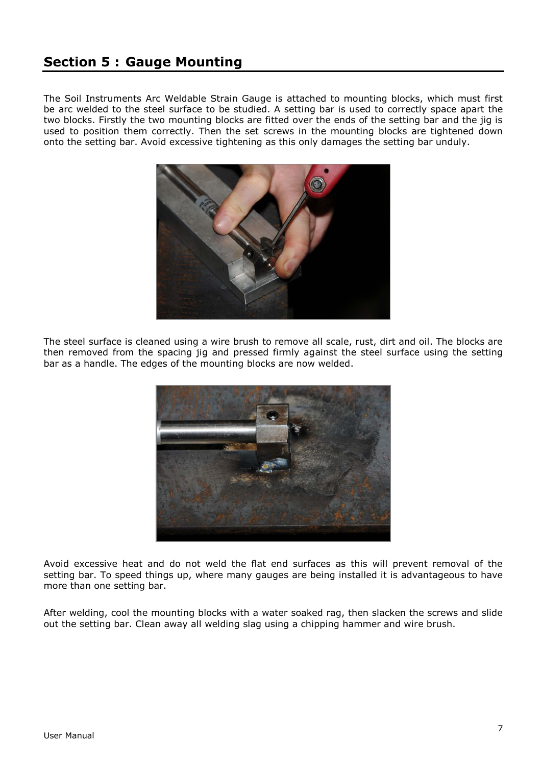## Section 5 : Gauge Mounting

The Soil Instruments Arc Weldable Strain Gauge is attached to mounting blocks, which must first be arc welded to the steel surface to be studied. A setting bar is used to correctly space apart the two blocks. Firstly the two mounting blocks are fitted over the ends of the setting bar and the jig is used to position them correctly. Then the set screws in the mounting blocks are tightened down onto the setting bar. Avoid excessive tightening as this only damages the setting bar unduly.

The steel surface is cleaned using a wire brush to remove all scale, rust, dirt and oil. The blocks are then removed from the spacing jig and pressed firmly against the steel surface using the setting bar as a handle. The edges of the mounting blocks are now welded.

Avoid excessive heat and do not weld the flat end surfaces as this will prevent removal of the setting bar. To speed things up, where many gauges are being installed it is advantageous to have more than one setting bar.

After welding, cool the mounting blocks with a water soaked rag, then slacken the screws and slide out the setting bar. Clean away all welding slag using a chipping hammer and wire brush.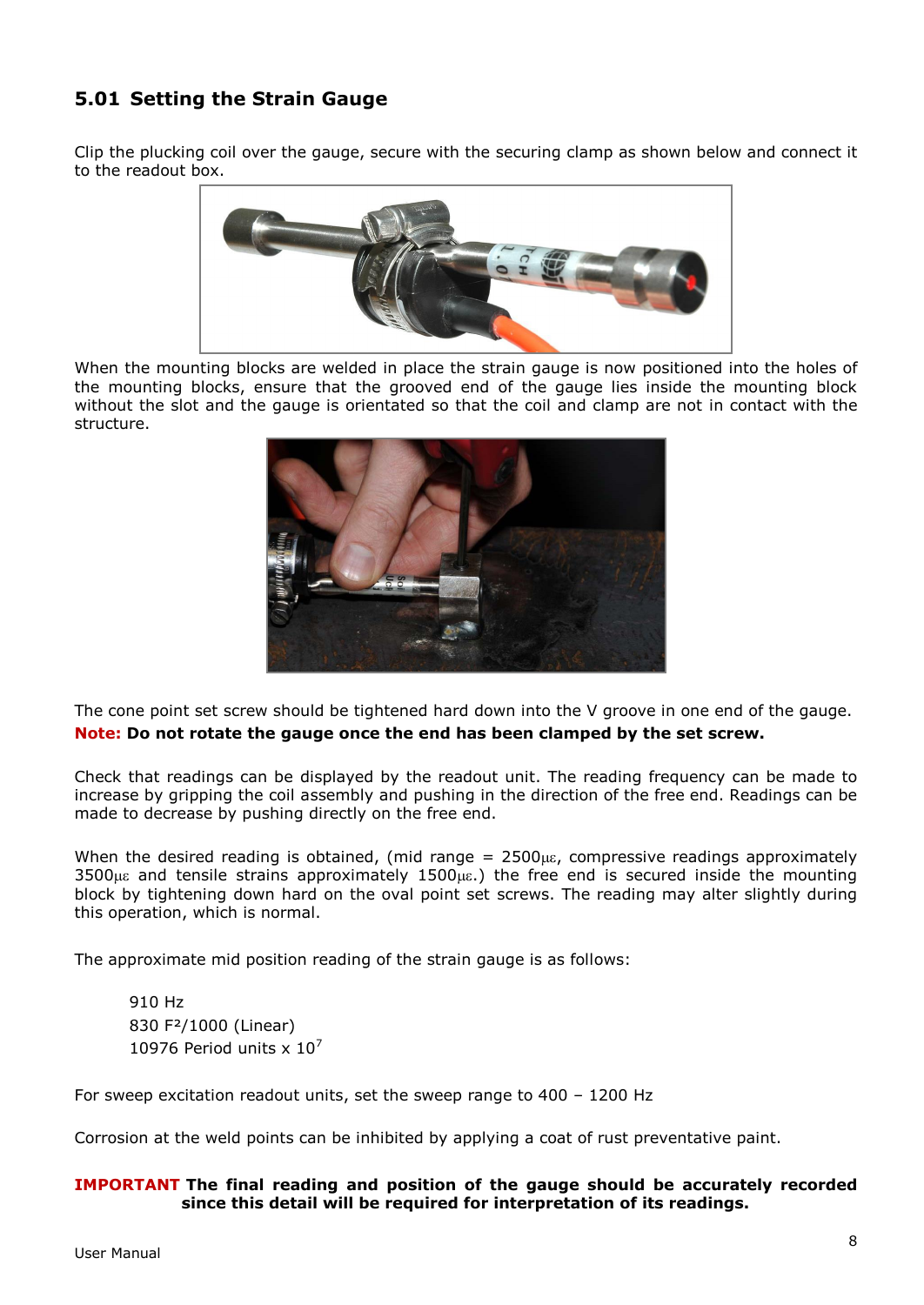## 5.01 Setting the Strain Gauge

Clip the plucking coil over the gauge, secure with the securing clamp as shown below and connect it to the readout box.

When the mounting blocks are welded in place the strain gauge is now positioned into the holes of the mounting blocks, ensure that the grooved end of the gauge lies inside the mounting block without the slot and the gauge is orientated so that the coil and clamp are not in contact with the structure.

The cone point set screw should be tightened hard down into the V groove in one end of the gauge.

**Note: Do not rotate the gauge once the end has been clamped by the set screw.**

Check that readings can be displayed by the readout unit. The reading frequency can be made to increase by gripping the coil assembly and pushing in the direction of the free end. Readings can be made to decrease by pushing directly on the free end.

When the desired reading is obtained, (mid range = 2500$\mu\varepsilon$, compressive readings approximately 3500$\mu\varepsilon$ and tensile strains approximately 1500$\mu\varepsilon$.) the free end is secured inside the mounting block by tightening down hard on the oval point set screws. The reading may alter slightly during this operation, which is normal.

The approximate mid position reading of the strain gauge is as follows:

910 Hz
830 $F^2/1000$ (Linear)
10976 Period units x $10^7$

For sweep excitation readout units, set the sweep range to 400 – 1200 Hz

Corrosion at the weld points can be inhibited by applying a coat of rust preventative paint.

**IMPORTANT The final reading and position of the gauge should be accurately recorded since this detail will be required for interpretation of its readings.**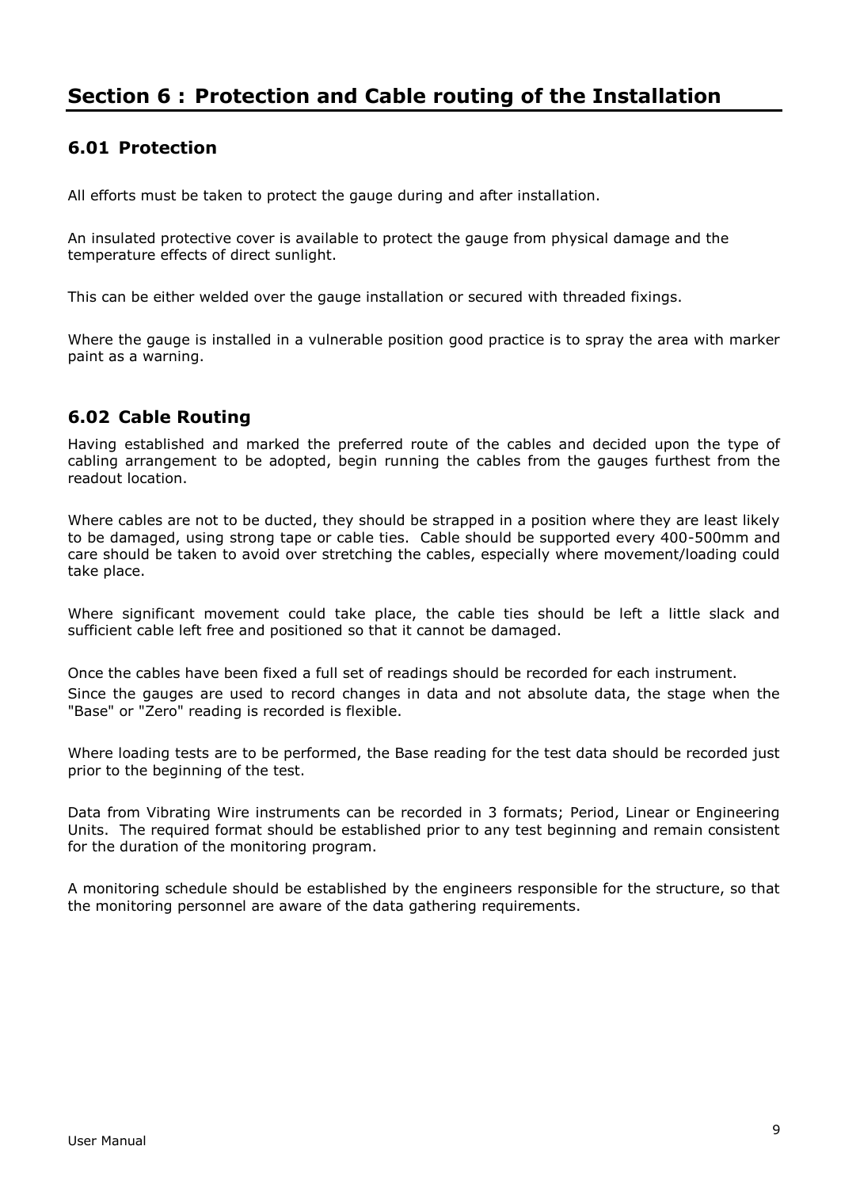# Section 6 : Protection and Cable routing of the Installation

## 6.01 Protection

All efforts must be taken to protect the gauge during and after installation.

An insulated protective cover is available to protect the gauge from physical damage and the temperature effects of direct sunlight.

This can be either welded over the gauge installation or secured with threaded fixings.

Where the gauge is installed in a vulnerable position good practice is to spray the area with marker paint as a warning.

## 6.02 Cable Routing

Having established and marked the preferred route of the cables and decided upon the type of cabling arrangement to be adopted, begin running the cables from the gauges furthest from the readout location.

Where cables are not to be ducted, they should be strapped in a position where they are least likely to be damaged, using strong tape or cable ties. Cable should be supported every 400-500mm and care should be taken to avoid over stretching the cables, especially where movement/loading could take place.

Where significant movement could take place, the cable ties should be left a little slack and sufficient cable left free and positioned so that it cannot be damaged.

Once the cables have been fixed a full set of readings should be recorded for each instrument.
Since the gauges are used to record changes in data and not absolute data, the stage when the "Base" or "Zero" reading is recorded is flexible.

Where loading tests are to be performed, the Base reading for the test data should be recorded just prior to the beginning of the test.

Data from Vibrating Wire instruments can be recorded in 3 formats; Period, Linear or Engineering Units. The required format should be established prior to any test beginning and remain consistent for the duration of the monitoring program.

A monitoring schedule should be established by the engineers responsible for the structure, so that the monitoring personnel are aware of the data gathering requirements.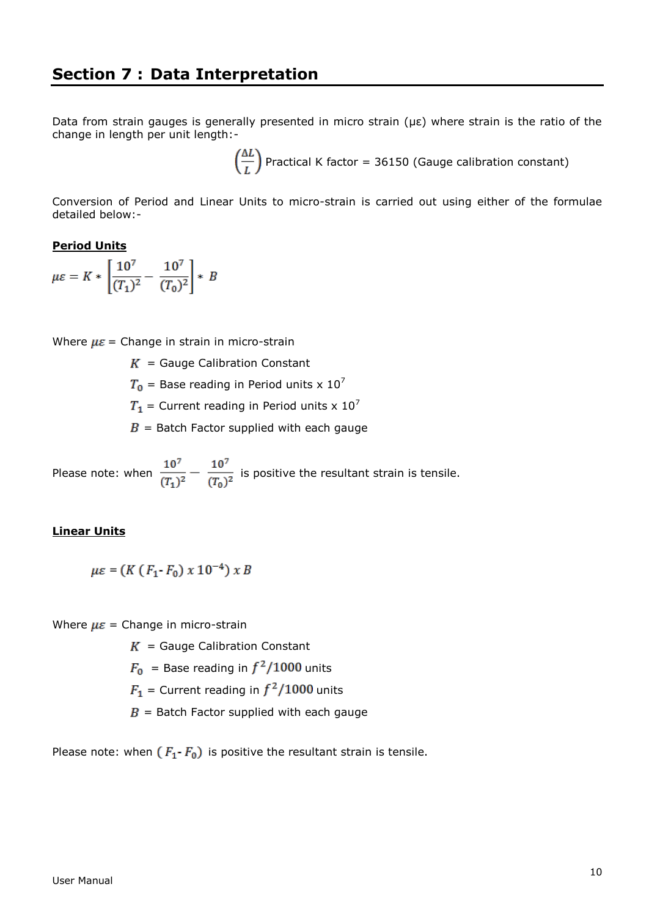## Section 7 : Data Interpretation

Data from strain gauges is generally presented in micro strain (με) where strain is the ratio of the change in length per unit length:-

$\left(\frac{\Delta L}{L}\right)$ Practical K factor = 36150 (Gauge calibration constant)

Conversion of Period and Linear Units to micro-strain is carried out using either of the formulae detailed below:-

**Period Units**

$$\mu\varepsilon = K * \left[\frac{10^7}{(T_1)^2} - \frac{10^7}{(T_0)^2}\right] * B$$

Where $\mu\varepsilon$ = Change in strain in micro-strain

$K$ = Gauge Calibration Constant

$T_0$ = Base reading in Period units x $10^7$

$T_1$ = Current reading in Period units x $10^7$

$B$ = Batch Factor supplied with each gauge

Please note: when $\frac{10^7}{(T_1)^2} - \frac{10^7}{(T_0)^2}$ is positive the resultant strain is tensile.

**Linear Units**

$$\mu\varepsilon = (K\,(F_1 - F_0)\ x\ 10^{-4})\ x\ B$$

Where $\mu\varepsilon$ = Change in micro-strain

$K$ = Gauge Calibration Constant

$F_0$ = Base reading in $f^2/1000$ units

$F_1$ = Current reading in $f^2/1000$ units

$B$ = Batch Factor supplied with each gauge

Please note: when $(F_1 - F_0)$ is positive the resultant strain is tensile.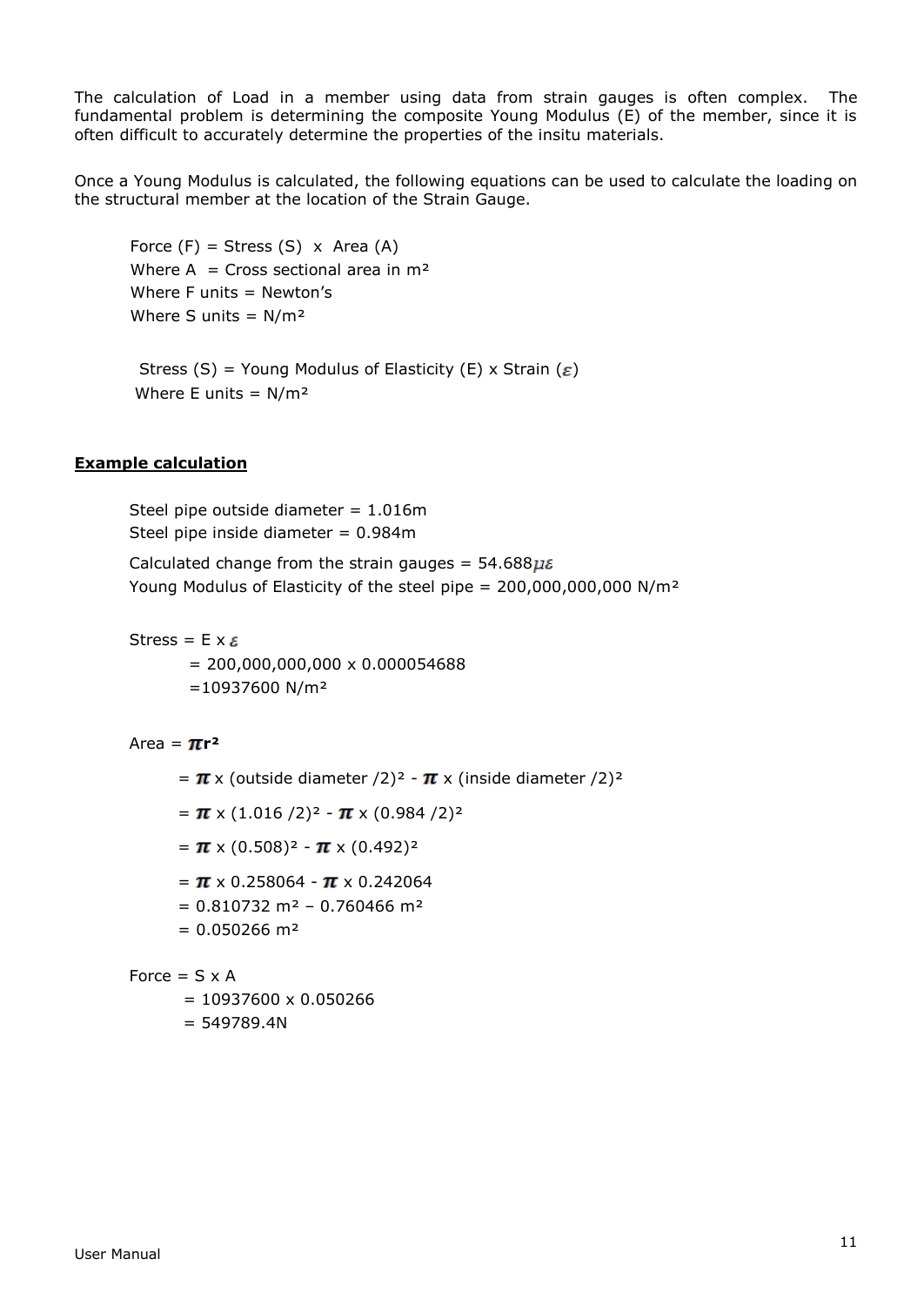The calculation of Load in a member using data from strain gauges is often complex. The fundamental problem is determining the composite Young Modulus (E) of the member, since it is often difficult to accurately determine the properties of the insitu materials.

Once a Young Modulus is calculated, the following equations can be used to calculate the loading on the structural member at the location of the Strain Gauge.

Force (F) = Stress (S) x Area (A)
Where A = Cross sectional area in m²
Where F units = Newton's
Where S units = N/m²

Stress (S) = Young Modulus of Elasticity (E) x Strain ($\varepsilon$)
Where E units = N/m²

**Example calculation**

Steel pipe outside diameter = 1.016m
Steel pipe inside diameter = 0.984m

Calculated change from the strain gauges = 54.688$\mu\varepsilon$
Young Modulus of Elasticity of the steel pipe = 200,000,000,000 N/m²

Stress = E x $\varepsilon$
= 200,000,000,000 x 0.000054688
=10937600 N/m²

Area = $\pi r^2$

= $\pi$ x (outside diameter /2)² - $\pi$ x (inside diameter /2)²

= $\pi$ x (1.016 /2)² - $\pi$ x (0.984 /2)²

= $\pi$ x (0.508)² - $\pi$ x (0.492)²

= $\pi$ x 0.258064 - $\pi$ x 0.242064
= 0.810732 m² – 0.760466 m²
= 0.050266 m²

Force = S x A
= 10937600 x 0.050266
= 549789.4N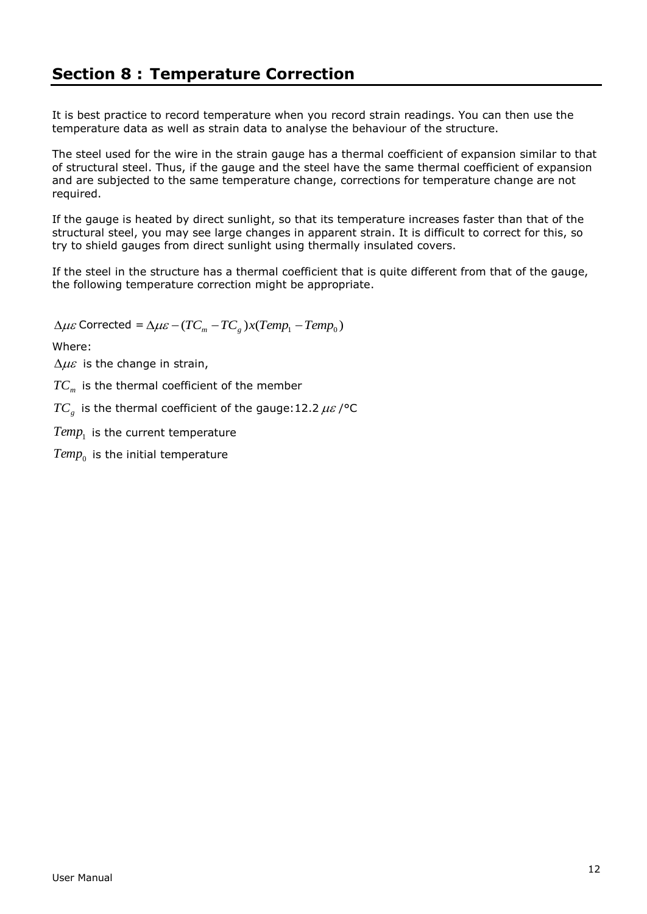# Section 8 : Temperature Correction

It is best practice to record temperature when you record strain readings. You can then use the temperature data as well as strain data to analyse the behaviour of the structure.

The steel used for the wire in the strain gauge has a thermal coefficient of expansion similar to that of structural steel. Thus, if the gauge and the steel have the same thermal coefficient of expansion and are subjected to the same temperature change, corrections for temperature change are not required.

If the gauge is heated by direct sunlight, so that its temperature increases faster than that of the structural steel, you may see large changes in apparent strain. It is difficult to correct for this, so try to shield gauges from direct sunlight using thermally insulated covers.

If the steel in the structure has a thermal coefficient that is quite different from that of the gauge, the following temperature correction might be appropriate.

$$\Delta\mu\varepsilon \text{ Corrected} = \Delta\mu\varepsilon - (TC_m - TC_g)x(Temp_1 - Temp_0)$$

Where:

$\Delta\mu\varepsilon$ is the change in strain,

$TC_m$ is the thermal coefficient of the member

$TC_g$ is the thermal coefficient of the gauge: 12.2 $\mu\varepsilon$/°C

$Temp_1$ is the current temperature

$Temp_0$ is the initial temperature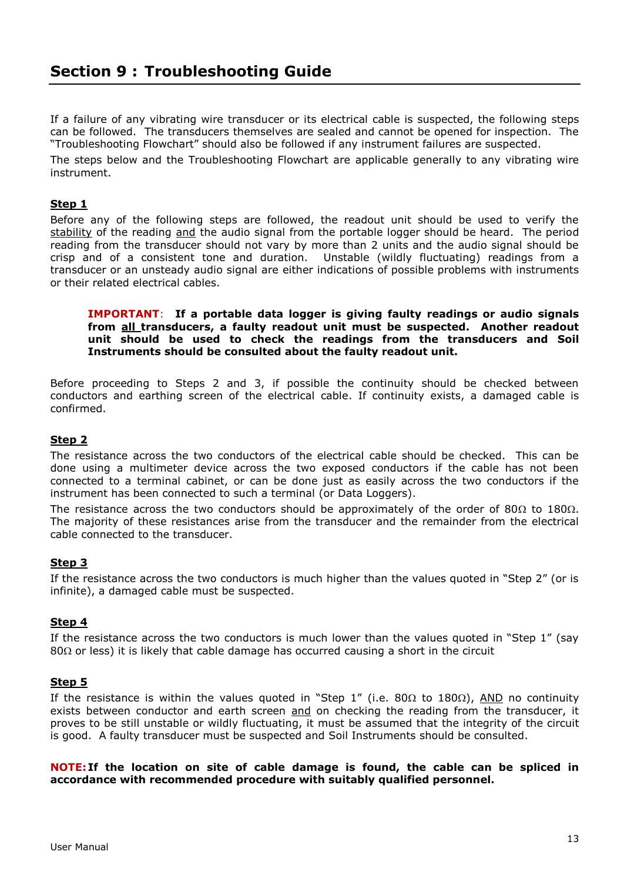## Section 9 : Troubleshooting Guide

If a failure of any vibrating wire transducer or its electrical cable is suspected, the following steps can be followed. The transducers themselves are sealed and cannot be opened for inspection. The "Troubleshooting Flowchart" should also be followed if any instrument failures are suspected.

The steps below and the Troubleshooting Flowchart are applicable generally to any vibrating wire instrument.

### Step 1

Before any of the following steps are followed, the readout unit should be used to verify the stability of the reading and the audio signal from the portable logger should be heard. The period reading from the transducer should not vary by more than 2 units and the audio signal should be crisp and of a consistent tone and duration. Unstable (wildly fluctuating) readings from a transducer or an unsteady audio signal are either indications of possible problems with instruments or their related electrical cables.

> **IMPORTANT**: **If a portable data logger is giving faulty readings or audio signals from all transducers, a faulty readout unit must be suspected. Another readout unit should be used to check the readings from the transducers and Soil Instruments should be consulted about the faulty readout unit.**

Before proceeding to Steps 2 and 3, if possible the continuity should be checked between conductors and earthing screen of the electrical cable. If continuity exists, a damaged cable is confirmed.

### Step 2

The resistance across the two conductors of the electrical cable should be checked. This can be done using a multimeter device across the two exposed conductors if the cable has not been connected to a terminal cabinet, or can be done just as easily across the two conductors if the instrument has been connected to such a terminal (or Data Loggers).

The resistance across the two conductors should be approximately of the order of 80Ω to 180Ω. The majority of these resistances arise from the transducer and the remainder from the electrical cable connected to the transducer.

### Step 3

If the resistance across the two conductors is much higher than the values quoted in "Step 2" (or is infinite), a damaged cable must be suspected.

### Step 4

If the resistance across the two conductors is much lower than the values quoted in "Step 1" (say 80Ω or less) it is likely that cable damage has occurred causing a short in the circuit

### Step 5

If the resistance is within the values quoted in "Step 1" (i.e. 80Ω to 180Ω), AND no continuity exists between conductor and earth screen and on checking the reading from the transducer, it proves to be still unstable or wildly fluctuating, it must be assumed that the integrity of the circuit is good. A faulty transducer must be suspected and Soil Instruments should be consulted.

**NOTE: If the location on site of cable damage is found, the cable can be spliced in accordance with recommended procedure with suitably qualified personnel.**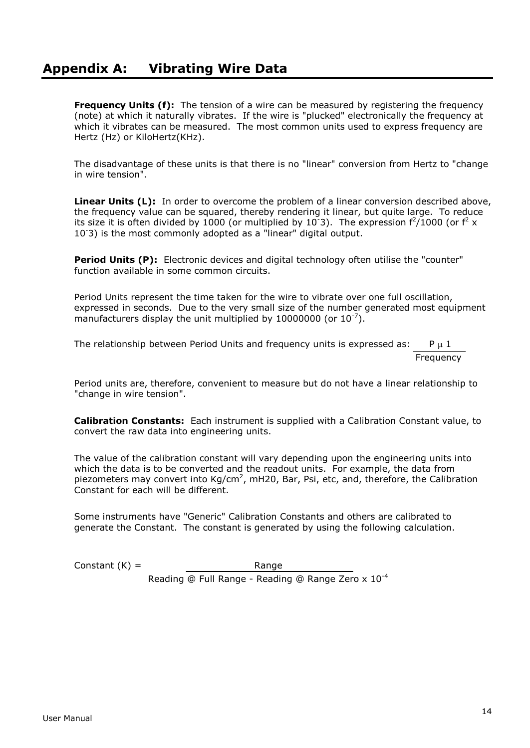# Appendix A: Vibrating Wire Data

**Frequency Units (f):** The tension of a wire can be measured by registering the frequency (note) at which it naturally vibrates. If the wire is "plucked" electronically the frequency at which it vibrates can be measured. The most common units used to express frequency are Hertz (Hz) or KiloHertz(KHz).

The disadvantage of these units is that there is no "linear" conversion from Hertz to "change in wire tension".

**Linear Units (L):** In order to overcome the problem of a linear conversion described above, the frequency value can be squared, thereby rendering it linear, but quite large. To reduce its size it is often divided by 1000 (or multiplied by $10^{-}3$). The expression $f^2/1000$ (or $f^2$ x $10^{-}3$) is the most commonly adopted as a "linear" digital output.

**Period Units (P):** Electronic devices and digital technology often utilise the "counter" function available in some common circuits.

Period Units represent the time taken for the wire to vibrate over one full oscillation, expressed in seconds. Due to the very small size of the number generated most equipment manufacturers display the unit multiplied by 10000000 (or $10^{-7}$).

The relationship between Period Units and frequency units is expressed as: $P \propto \frac{1}{\text{Frequency}}$

Period units are, therefore, convenient to measure but do not have a linear relationship to "change in wire tension".

**Calibration Constants:** Each instrument is supplied with a Calibration Constant value, to convert the raw data into engineering units.

The value of the calibration constant will vary depending upon the engineering units into which the data is to be converted and the readout units. For example, the data from piezometers may convert into Kg/cm$^2$, mH20, Bar, Psi, etc, and, therefore, the Calibration Constant for each will be different.

Some instruments have "Generic" Calibration Constants and others are calibrated to generate the Constant. The constant is generated by using the following calculation.

$$\text{Constant (K)} = \frac{\text{Range}}{\text{Reading @ Full Range - Reading @ Range Zero x } 10^{-4}}$$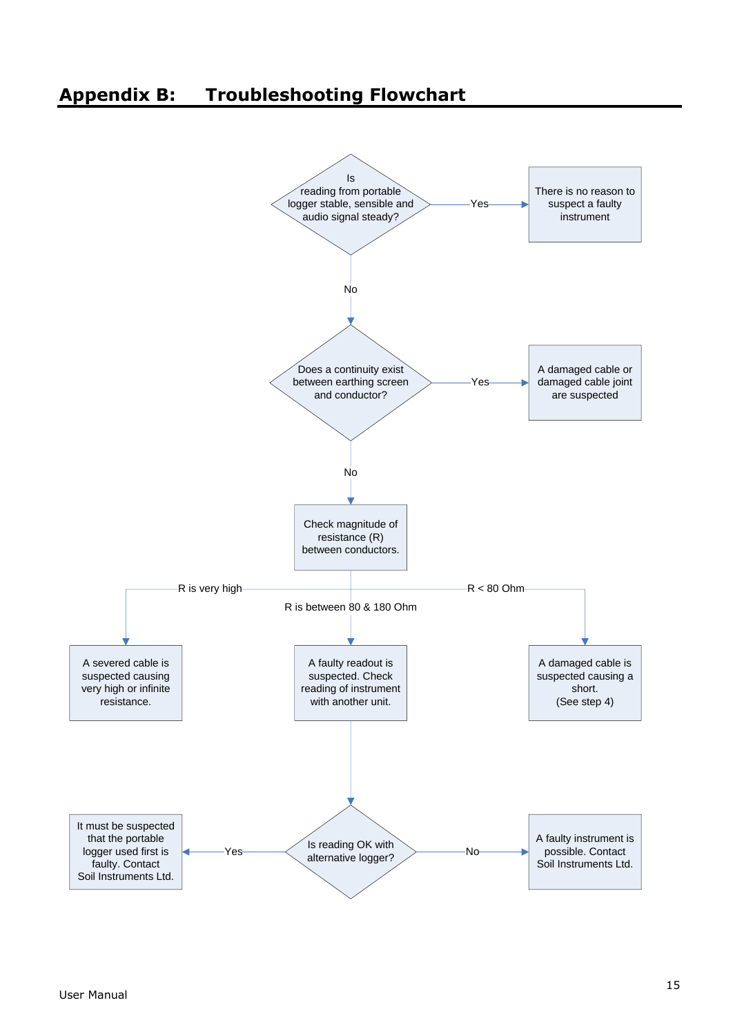## Appendix B: Troubleshooting Flowchart

Is reading from portable logger stable, sensible and audio signal steady?

Yes → There is no reason to suspect a faulty instrument

No ↓

Does a continuity exist between earthing screen and conductor?

Yes → A damaged cable or damaged cable joint are suspected

No ↓

Check magnitude of resistance (R) between conductors.

R is very high → A severed cable is suspected causing very high or infinite resistance.

R is between 80 & 180 Ohm → A faulty readout is suspected. Check reading of instrument with another unit.

R < 80 Ohm → A damaged cable is suspected causing a short. (See step 4)

↓

Is reading OK with alternative logger?

Yes → It must be suspected that the portable logger used first is faulty. Contact Soil Instruments Ltd.

No → A faulty instrument is possible. Contact Soil Instruments Ltd.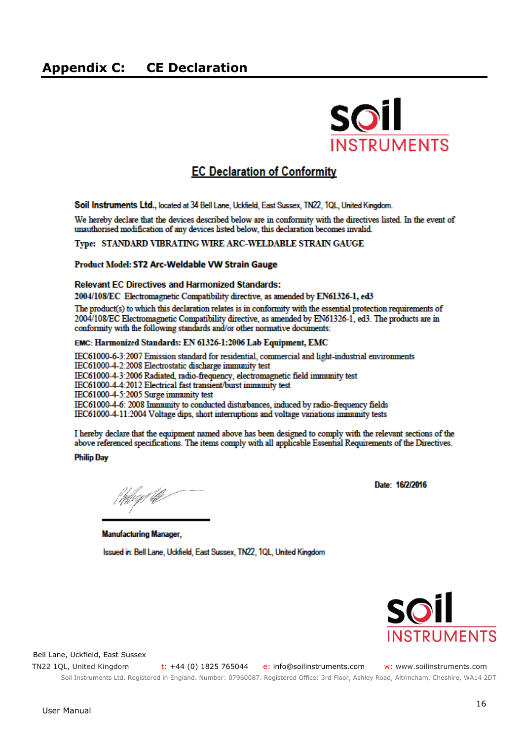## Appendix C: CE Declaration

soil INSTRUMENTS

**EC Declaration of Conformity**

**Soil Instruments Ltd.,** located at 34 Bell Lane, Uckfield, East Sussex, TN22, 1QL, United Kingdom.

We hereby declare that the devices described below are in conformity with the directives listed. In the event of unauthorised modification of any devices listed below, this declaration becomes invalid.

**Type: STANDARD VIBRATING WIRE ARC-WELDABLE STRAIN GAUGE**

**Product Model: ST2 Arc-Weldable VW Strain Gauge**

**Relevant EC Directives and Harmonized Standards:**

**2004/108/EC** Electromagnetic Compatibility directive, as amended by **EN61326-1, ed3**

The product(s) to which this declaration relates is in conformity with the essential protection requirements of 2004/108/EC Electromagnetic Compatibility directive, as amended by EN61326-1, ed3. The products are in conformity with the following standards and/or other normative documents:

**EMC: Harmonized Standards: EN 61326-1:2006 Lab Equipment, EMC**

IEC61000-6-3:2007 Emission standard for residential, commercial and light-industrial environments
IEC61000-4-2:2008 Electrostatic discharge immunity test
IEC61000-4-3:2006 Radiated, radio-frequency, electromagnetic field immunity test
IEC61000-4-4:2012 Electrical fast transient/burst immunity test
IEC61000-4-5:2005 Surge immunity test
IEC61000-4-6: 2008 Immunity to conducted disturbances, induced by radio-frequency fields
IEC61000-4-11:2004 Voltage dips, short interruptions and voltage variations immunity tests

I hereby declare that the equipment named above has been designed to comply with the relevant sections of the above referenced specifications. The items comply with all applicable Essential Requirements of the Directives.

**Philip Day**

**Date: 16/2/2016**

**Manufacturing Manager,**

Issued in: Bell Lane, Uckfield, East Sussex, TN22, 1QL, United Kingdom

soil INSTRUMENTS

Bell Lane, Uckfield, East Sussex
TN22 1QL, United Kingdom    t: +44 (0) 1825 765044    e: info@soilinstruments.com    w: www.soilinstruments.com

Soil Instruments Ltd. Registered in England. Number: 07960087. Registered Office: 3rd Floor, Ashley Road, Altrincham, Cheshire, WA14 2DT